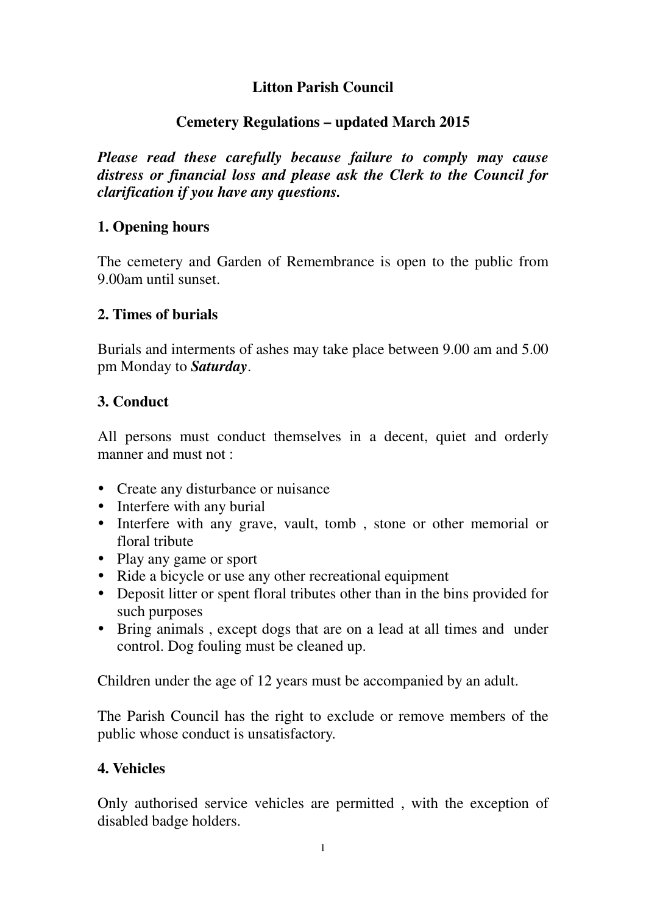# Litton Parish Council

## Cemetery Regulations – updated March 2015

***Please read these carefully because failure to comply may cause distress or financial loss and please ask the Clerk to the Council for clarification if you have any questions.***

### 1. Opening hours

The cemetery and Garden of Remembrance is open to the public from 9.00am until sunset.

### 2. Times of burials

Burials and interments of ashes may take place between 9.00 am and 5.00 pm Monday to ***Saturday***.

### 3. Conduct

All persons must conduct themselves in a decent, quiet and orderly manner and must not :

- Create any disturbance or nuisance
- Interfere with any burial
- Interfere with any grave, vault, tomb , stone or other memorial or floral tribute
- Play any game or sport
- Ride a bicycle or use any other recreational equipment
- Deposit litter or spent floral tributes other than in the bins provided for such purposes
- Bring animals , except dogs that are on a lead at all times and under control. Dog fouling must be cleaned up.

Children under the age of 12 years must be accompanied by an adult.

The Parish Council has the right to exclude or remove members of the public whose conduct is unsatisfactory.

### 4. Vehicles

Only authorised service vehicles are permitted , with the exception of disabled badge holders.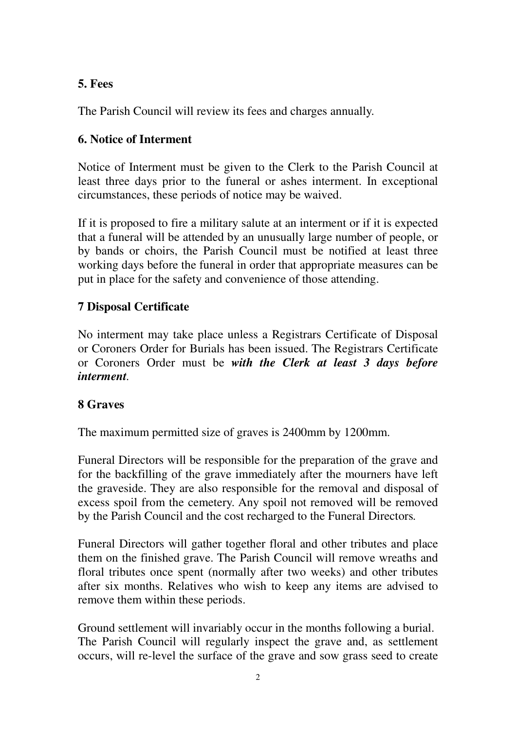## 5. Fees

The Parish Council will review its fees and charges annually.

## 6. Notice of Interment

Notice of Interment must be given to the Clerk to the Parish Council at least three days prior to the funeral or ashes interment. In exceptional circumstances, these periods of notice may be waived.

If it is proposed to fire a military salute at an interment or if it is expected that a funeral will be attended by an unusually large number of people, or by bands or choirs, the Parish Council must be notified at least three working days before the funeral in order that appropriate measures can be put in place for the safety and convenience of those attending.

## 7 Disposal Certificate

No interment may take place unless a Registrars Certificate of Disposal or Coroners Order for Burials has been issued. The Registrars Certificate or Coroners Order must be ***with the Clerk at least 3 days before interment***.

## 8 Graves

The maximum permitted size of graves is 2400mm by 1200mm.

Funeral Directors will be responsible for the preparation of the grave and for the backfilling of the grave immediately after the mourners have left the graveside. They are also responsible for the removal and disposal of excess spoil from the cemetery. Any spoil not removed will be removed by the Parish Council and the cost recharged to the Funeral Directors.

Funeral Directors will gather together floral and other tributes and place them on the finished grave. The Parish Council will remove wreaths and floral tributes once spent (normally after two weeks) and other tributes after six months. Relatives who wish to keep any items are advised to remove them within these periods.

Ground settlement will invariably occur in the months following a burial. The Parish Council will regularly inspect the grave and, as settlement occurs, will re-level the surface of the grave and sow grass seed to create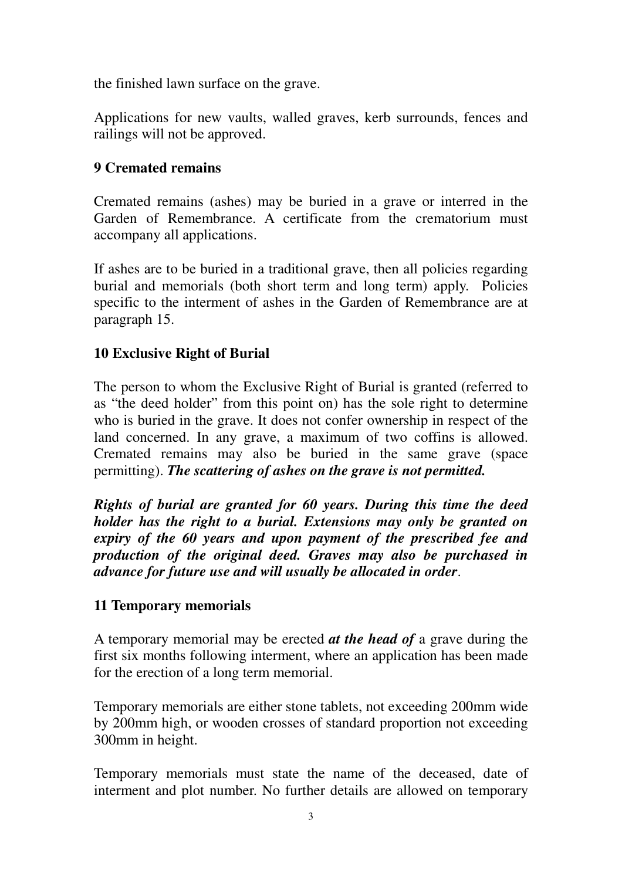the finished lawn surface on the grave.

Applications for new vaults, walled graves, kerb surrounds, fences and railings will not be approved.

## 9 Cremated remains

Cremated remains (ashes) may be buried in a grave or interred in the Garden of Remembrance. A certificate from the crematorium must accompany all applications.

If ashes are to be buried in a traditional grave, then all policies regarding burial and memorials (both short term and long term) apply. Policies specific to the interment of ashes in the Garden of Remembrance are at paragraph 15.

## 10 Exclusive Right of Burial

The person to whom the Exclusive Right of Burial is granted (referred to as "the deed holder" from this point on) has the sole right to determine who is buried in the grave. It does not confer ownership in respect of the land concerned. In any grave, a maximum of two coffins is allowed. Cremated remains may also be buried in the same grave (space permitting). ***The scattering of ashes on the grave is not permitted.***

***Rights of burial are granted for 60 years. During this time the deed holder has the right to a burial. Extensions may only be granted on expiry of the 60 years and upon payment of the prescribed fee and production of the original deed. Graves may also be purchased in advance for future use and will usually be allocated in order***.

## 11 Temporary memorials

A temporary memorial may be erected ***at the head of*** a grave during the first six months following interment, where an application has been made for the erection of a long term memorial.

Temporary memorials are either stone tablets, not exceeding 200mm wide by 200mm high, or wooden crosses of standard proportion not exceeding 300mm in height.

Temporary memorials must state the name of the deceased, date of interment and plot number. No further details are allowed on temporary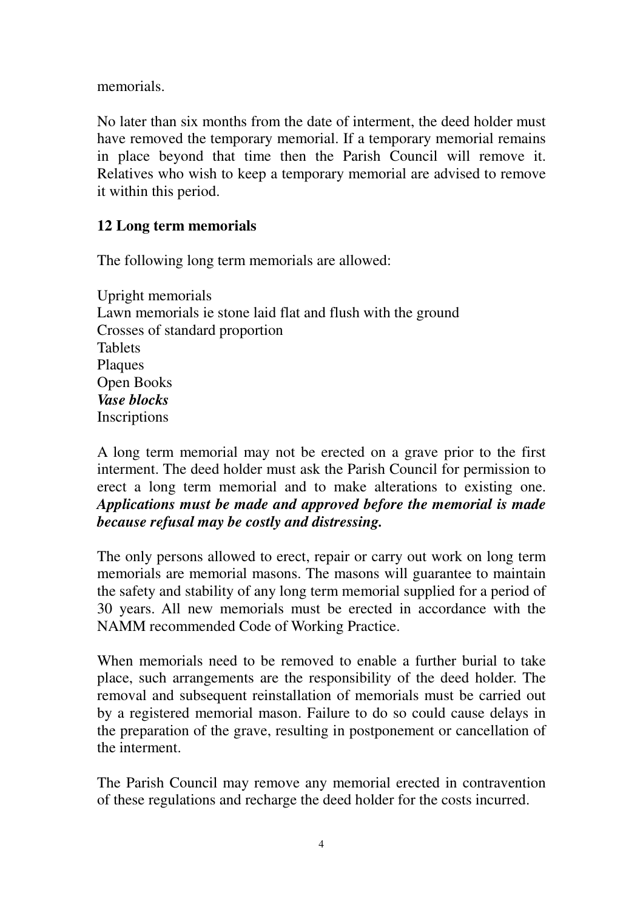memorials.

No later than six months from the date of interment, the deed holder must have removed the temporary memorial. If a temporary memorial remains in place beyond that time then the Parish Council will remove it. Relatives who wish to keep a temporary memorial are advised to remove it within this period.

## 12 Long term memorials

The following long term memorials are allowed:

Upright memorials  
Lawn memorials ie stone laid flat and flush with the ground  
Crosses of standard proportion  
Tablets  
Plaques  
Open Books  
***Vase blocks***  
Inscriptions

A long term memorial may not be erected on a grave prior to the first interment. The deed holder must ask the Parish Council for permission to erect a long term memorial and to make alterations to existing one. ***Applications must be made and approved before the memorial is made because refusal may be costly and distressing.***

The only persons allowed to erect, repair or carry out work on long term memorials are memorial masons. The masons will guarantee to maintain the safety and stability of any long term memorial supplied for a period of 30 years. All new memorials must be erected in accordance with the NAMM recommended Code of Working Practice.

When memorials need to be removed to enable a further burial to take place, such arrangements are the responsibility of the deed holder. The removal and subsequent reinstallation of memorials must be carried out by a registered memorial mason. Failure to do so could cause delays in the preparation of the grave, resulting in postponement or cancellation of the interment.

The Parish Council may remove any memorial erected in contravention of these regulations and recharge the deed holder for the costs incurred.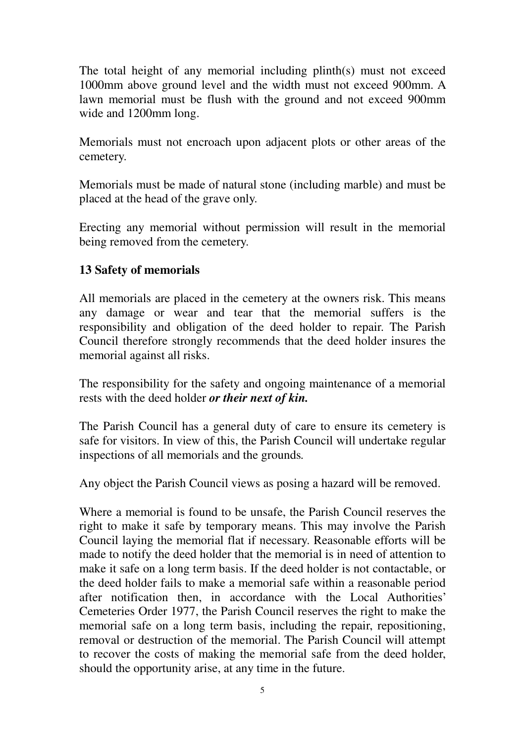The total height of any memorial including plinth(s) must not exceed 1000mm above ground level and the width must not exceed 900mm. A lawn memorial must be flush with the ground and not exceed 900mm wide and 1200mm long.

Memorials must not encroach upon adjacent plots or other areas of the cemetery.

Memorials must be made of natural stone (including marble) and must be placed at the head of the grave only.

Erecting any memorial without permission will result in the memorial being removed from the cemetery.

## 13 Safety of memorials

All memorials are placed in the cemetery at the owners risk. This means any damage or wear and tear that the memorial suffers is the responsibility and obligation of the deed holder to repair. The Parish Council therefore strongly recommends that the deed holder insures the memorial against all risks.

The responsibility for the safety and ongoing maintenance of a memorial rests with the deed holder ***or their next of kin.***

The Parish Council has a general duty of care to ensure its cemetery is safe for visitors. In view of this, the Parish Council will undertake regular inspections of all memorials and the grounds.

Any object the Parish Council views as posing a hazard will be removed.

Where a memorial is found to be unsafe, the Parish Council reserves the right to make it safe by temporary means. This may involve the Parish Council laying the memorial flat if necessary. Reasonable efforts will be made to notify the deed holder that the memorial is in need of attention to make it safe on a long term basis. If the deed holder is not contactable, or the deed holder fails to make a memorial safe within a reasonable period after notification then, in accordance with the Local Authorities' Cemeteries Order 1977, the Parish Council reserves the right to make the memorial safe on a long term basis, including the repair, repositioning, removal or destruction of the memorial. The Parish Council will attempt to recover the costs of making the memorial safe from the deed holder, should the opportunity arise, at any time in the future.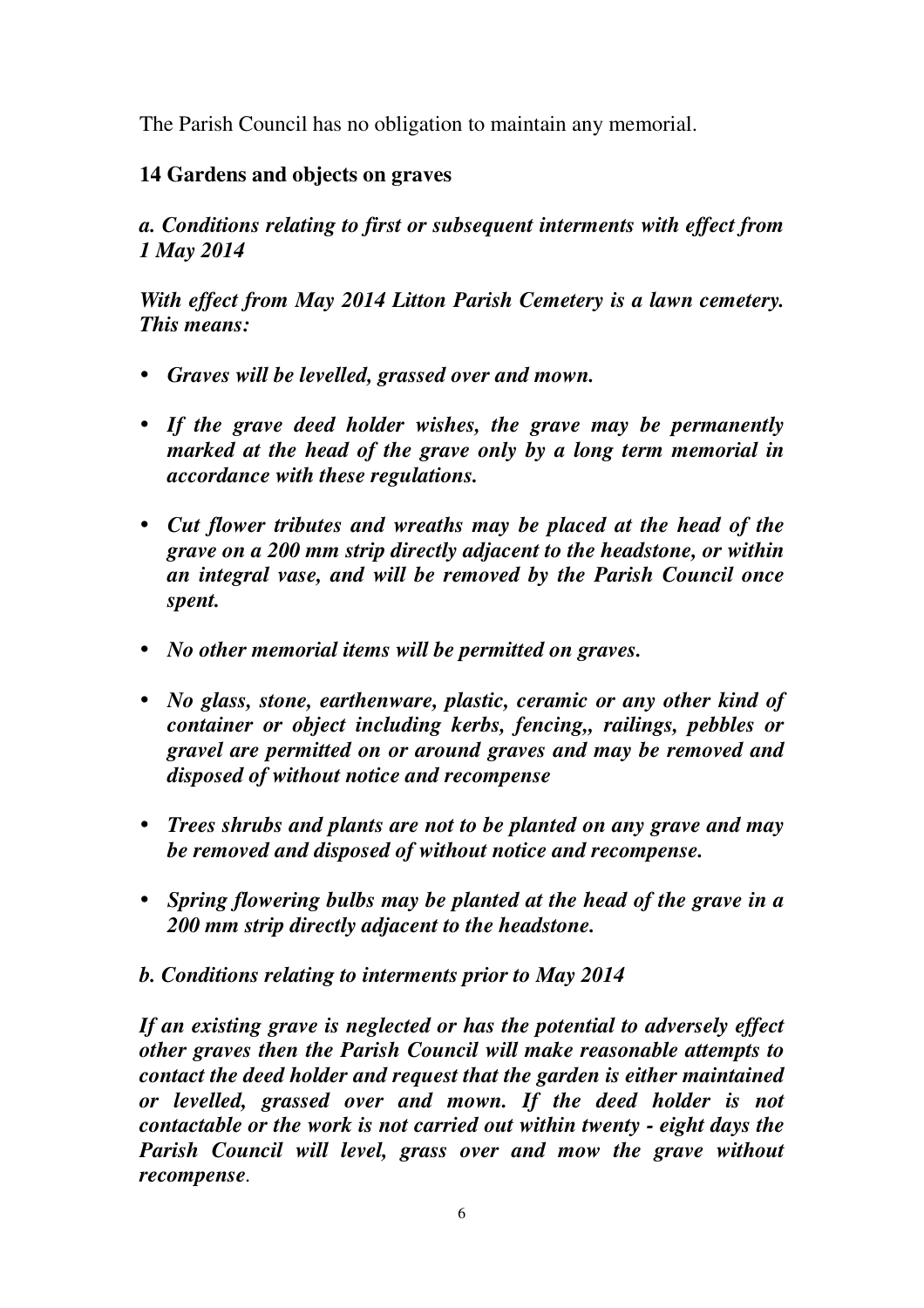The Parish Council has no obligation to maintain any memorial.

## 14 Gardens and objects on graves

***a. Conditions relating to first or subsequent interments with effect from 1 May 2014***

***With effect from May 2014 Litton Parish Cemetery is a lawn cemetery. This means:***

- ***Graves will be levelled, grassed over and mown.***
- ***If the grave deed holder wishes, the grave may be permanently marked at the head of the grave only by a long term memorial in accordance with these regulations.***
- ***Cut flower tributes and wreaths may be placed at the head of the grave on a 200 mm strip directly adjacent to the headstone, or within an integral vase, and will be removed by the Parish Council once spent.***
- ***No other memorial items will be permitted on graves.***
- ***No glass, stone, earthenware, plastic, ceramic or any other kind of container or object including kerbs, fencing,, railings, pebbles or gravel are permitted on or around graves and may be removed and disposed of without notice and recompense***
- ***Trees shrubs and plants are not to be planted on any grave and may be removed and disposed of without notice and recompense.***
- ***Spring flowering bulbs may be planted at the head of the grave in a 200 mm strip directly adjacent to the headstone.***

***b. Conditions relating to interments prior to May 2014***

***If an existing grave is neglected or has the potential to adversely effect other graves then the Parish Council will make reasonable attempts to contact the deed holder and request that the garden is either maintained or levelled, grassed over and mown. If the deed holder is not contactable or the work is not carried out within twenty - eight days the Parish Council will level, grass over and mow the grave without recompense.***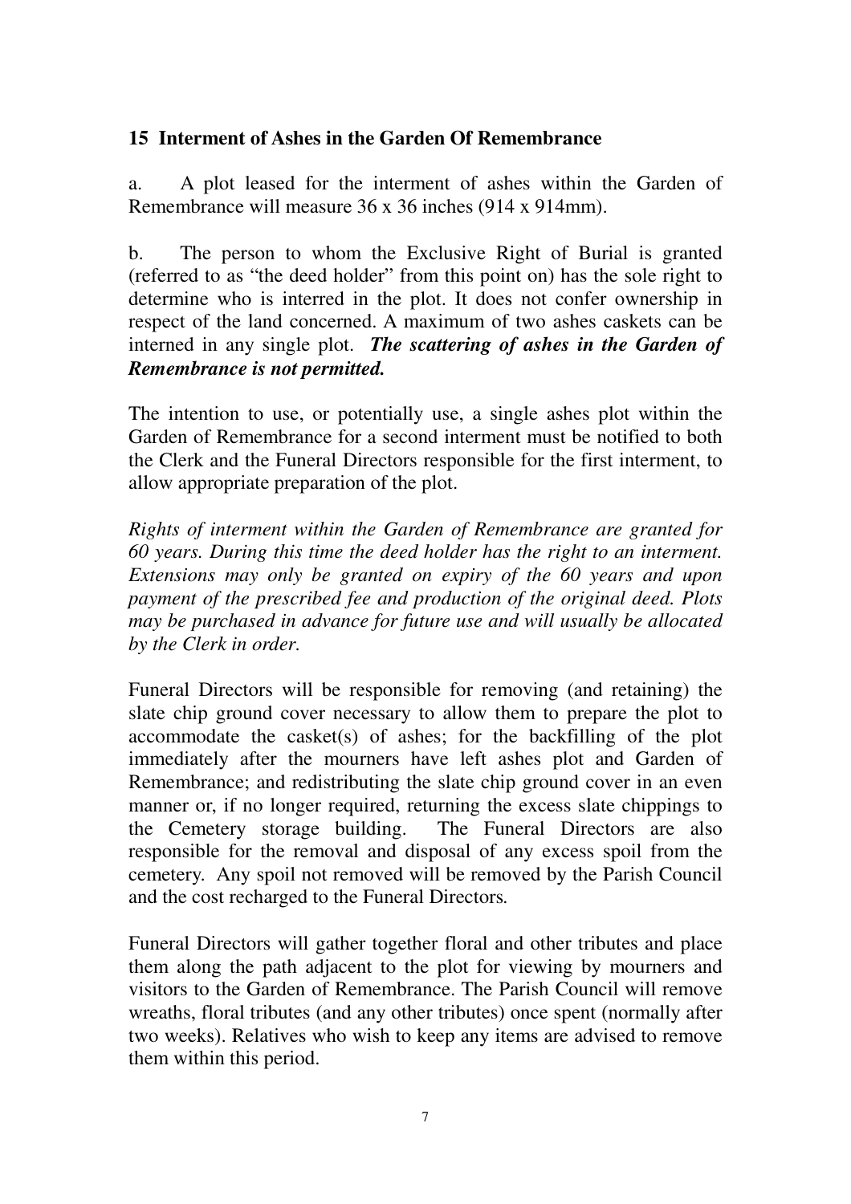## 15 Interment of Ashes in the Garden Of Remembrance

a. A plot leased for the interment of ashes within the Garden of Remembrance will measure 36 x 36 inches (914 x 914mm).

b. The person to whom the Exclusive Right of Burial is granted (referred to as "the deed holder" from this point on) has the sole right to determine who is interred in the plot. It does not confer ownership in respect of the land concerned. A maximum of two ashes caskets can be interned in any single plot. ***The scattering of ashes in the Garden of Remembrance is not permitted.***

The intention to use, or potentially use, a single ashes plot within the Garden of Remembrance for a second interment must be notified to both the Clerk and the Funeral Directors responsible for the first interment, to allow appropriate preparation of the plot.

*Rights of interment within the Garden of Remembrance are granted for 60 years. During this time the deed holder has the right to an interment. Extensions may only be granted on expiry of the 60 years and upon payment of the prescribed fee and production of the original deed. Plots may be purchased in advance for future use and will usually be allocated by the Clerk in order.*

Funeral Directors will be responsible for removing (and retaining) the slate chip ground cover necessary to allow them to prepare the plot to accommodate the casket(s) of ashes; for the backfilling of the plot immediately after the mourners have left ashes plot and Garden of Remembrance; and redistributing the slate chip ground cover in an even manner or, if no longer required, returning the excess slate chippings to the Cemetery storage building. The Funeral Directors are also responsible for the removal and disposal of any excess spoil from the cemetery. Any spoil not removed will be removed by the Parish Council and the cost recharged to the Funeral Directors.

Funeral Directors will gather together floral and other tributes and place them along the path adjacent to the plot for viewing by mourners and visitors to the Garden of Remembrance. The Parish Council will remove wreaths, floral tributes (and any other tributes) once spent (normally after two weeks). Relatives who wish to keep any items are advised to remove them within this period.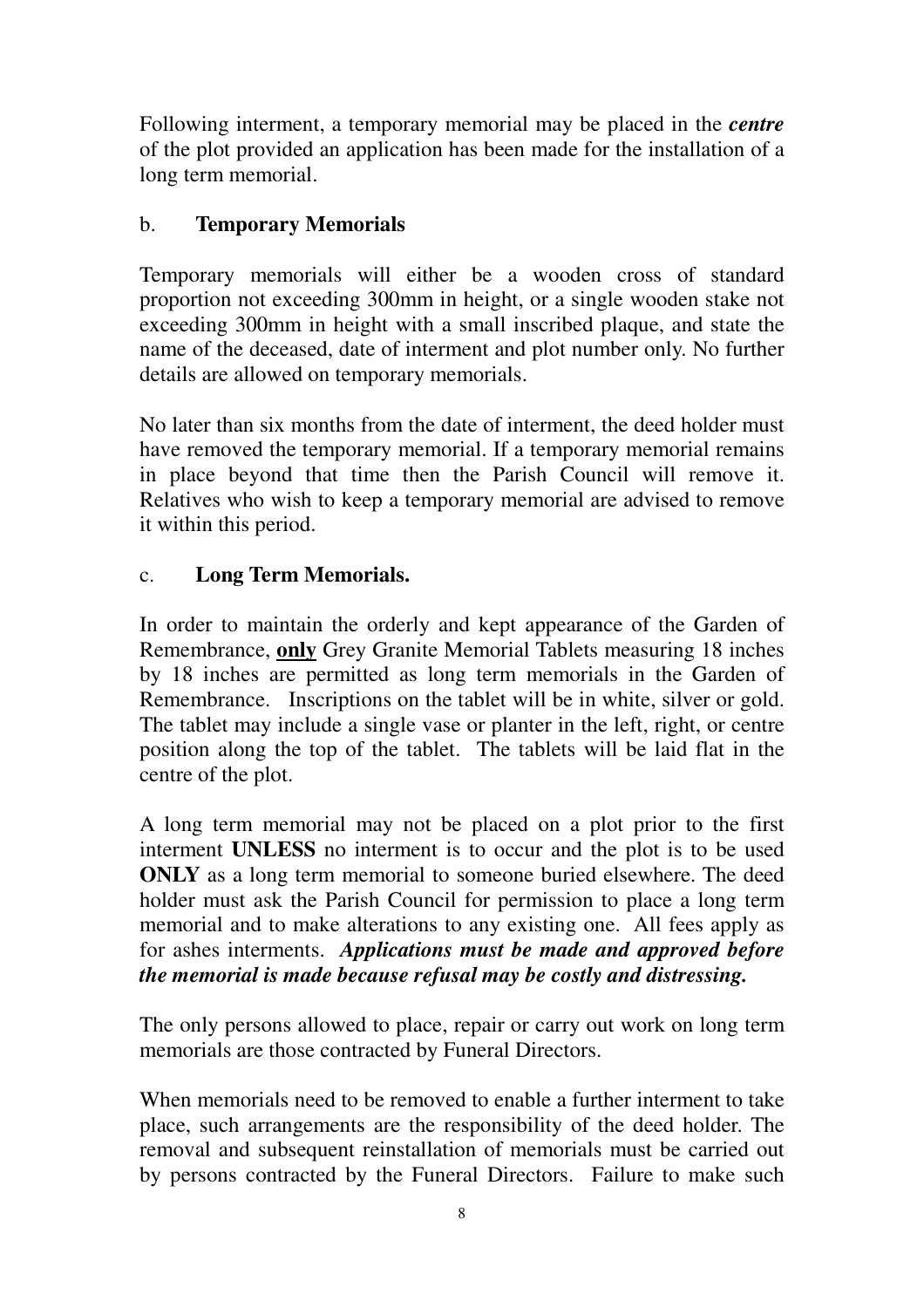Following interment, a temporary memorial may be placed in the ***centre*** of the plot provided an application has been made for the installation of a long term memorial.

b. **Temporary Memorials**

Temporary memorials will either be a wooden cross of standard proportion not exceeding 300mm in height, or a single wooden stake not exceeding 300mm in height with a small inscribed plaque, and state the name of the deceased, date of interment and plot number only. No further details are allowed on temporary memorials.

No later than six months from the date of interment, the deed holder must have removed the temporary memorial. If a temporary memorial remains in place beyond that time then the Parish Council will remove it. Relatives who wish to keep a temporary memorial are advised to remove it within this period.

c. **Long Term Memorials.**

In order to maintain the orderly and kept appearance of the Garden of Remembrance, <u>**only**</u> Grey Granite Memorial Tablets measuring 18 inches by 18 inches are permitted as long term memorials in the Garden of Remembrance. Inscriptions on the tablet will be in white, silver or gold. The tablet may include a single vase or planter in the left, right, or centre position along the top of the tablet. The tablets will be laid flat in the centre of the plot.

A long term memorial may not be placed on a plot prior to the first interment **UNLESS** no interment is to occur and the plot is to be used **ONLY** as a long term memorial to someone buried elsewhere. The deed holder must ask the Parish Council for permission to place a long term memorial and to make alterations to any existing one. All fees apply as for ashes interments. ***Applications must be made and approved before the memorial is made because refusal may be costly and distressing.***

The only persons allowed to place, repair or carry out work on long term memorials are those contracted by Funeral Directors.

When memorials need to be removed to enable a further interment to take place, such arrangements are the responsibility of the deed holder. The removal and subsequent reinstallation of memorials must be carried out by persons contracted by the Funeral Directors. Failure to make such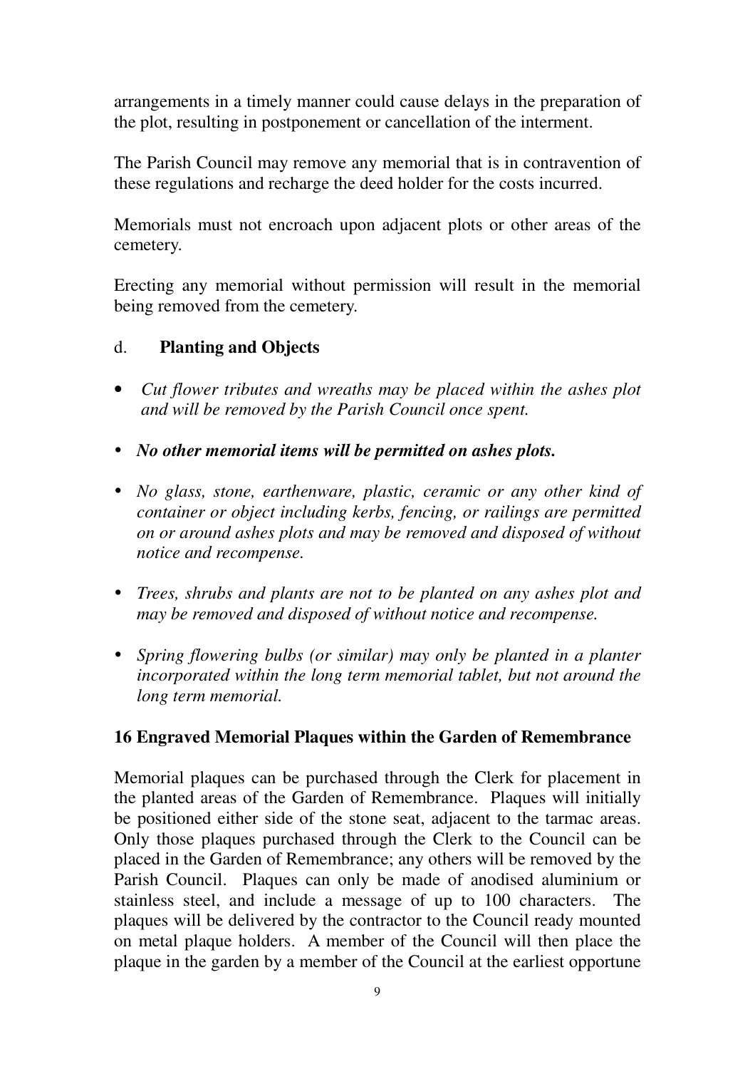arrangements in a timely manner could cause delays in the preparation of the plot, resulting in postponement or cancellation of the interment.

The Parish Council may remove any memorial that is in contravention of these regulations and recharge the deed holder for the costs incurred.

Memorials must not encroach upon adjacent plots or other areas of the cemetery.

Erecting any memorial without permission will result in the memorial being removed from the cemetery.

d. **Planting and Objects**

- *Cut flower tributes and wreaths may be placed within the ashes plot and will be removed by the Parish Council once spent.*
- ***No other memorial items will be permitted on ashes plots.***
- *No glass, stone, earthenware, plastic, ceramic or any other kind of container or object including kerbs, fencing, or railings are permitted on or around ashes plots and may be removed and disposed of without notice and recompense.*
- *Trees, shrubs and plants are not to be planted on any ashes plot and may be removed and disposed of without notice and recompense.*
- *Spring flowering bulbs (or similar) may only be planted in a planter incorporated within the long term memorial tablet, but not around the long term memorial.*

**16 Engraved Memorial Plaques within the Garden of Remembrance**

Memorial plaques can be purchased through the Clerk for placement in the planted areas of the Garden of Remembrance. Plaques will initially be positioned either side of the stone seat, adjacent to the tarmac areas. Only those plaques purchased through the Clerk to the Council can be placed in the Garden of Remembrance; any others will be removed by the Parish Council. Plaques can only be made of anodised aluminium or stainless steel, and include a message of up to 100 characters. The plaques will be delivered by the contractor to the Council ready mounted on metal plaque holders. A member of the Council will then place the plaque in the garden by a member of the Council at the earliest opportune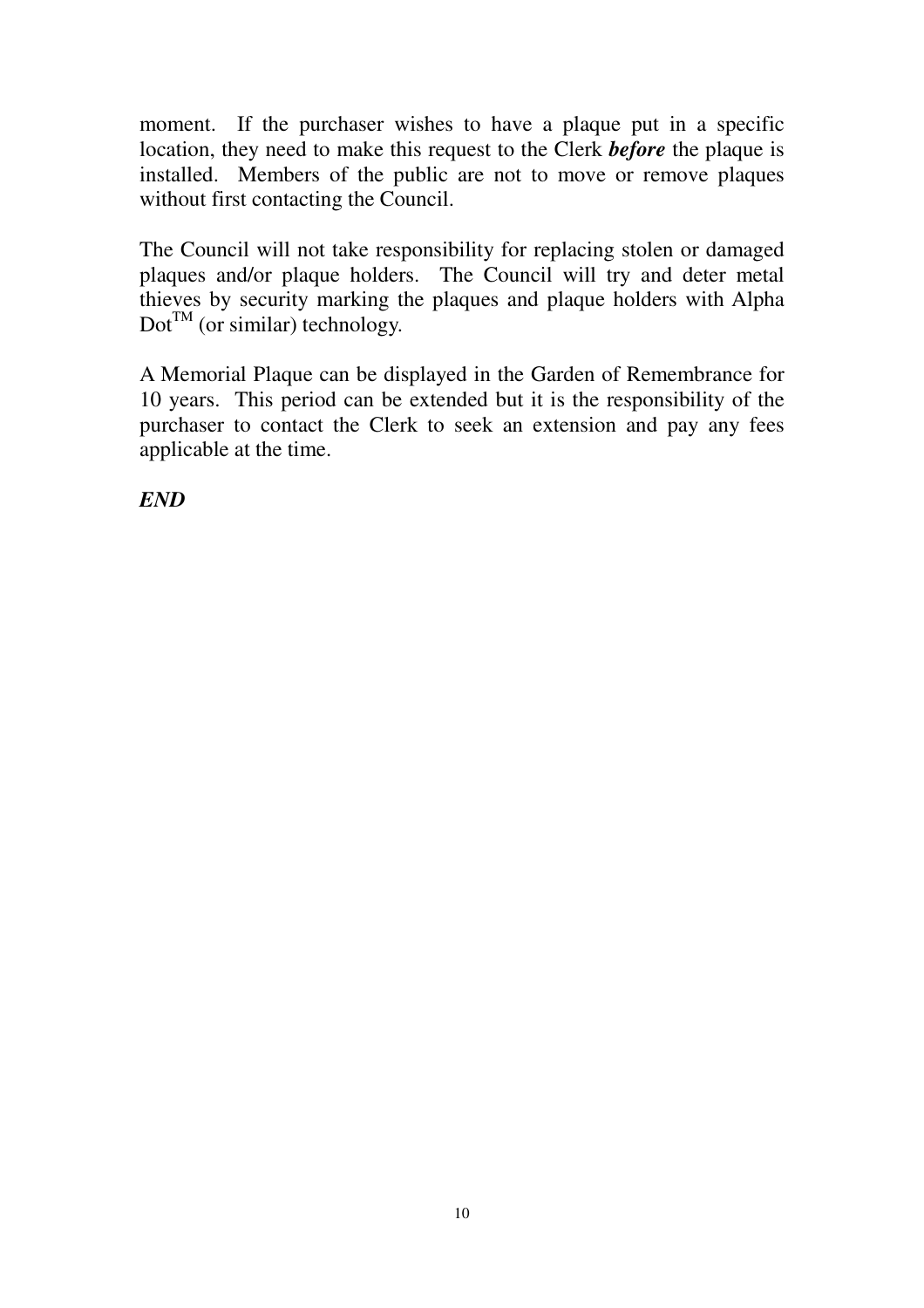moment. If the purchaser wishes to have a plaque put in a specific location, they need to make this request to the Clerk ***before*** the plaque is installed. Members of the public are not to move or remove plaques without first contacting the Council.

The Council will not take responsibility for replacing stolen or damaged plaques and/or plaque holders. The Council will try and deter metal thieves by security marking the plaques and plaque holders with Alpha Dot™ (or similar) technology.

A Memorial Plaque can be displayed in the Garden of Remembrance for 10 years. This period can be extended but it is the responsibility of the purchaser to contact the Clerk to seek an extension and pay any fees applicable at the time.

***END***